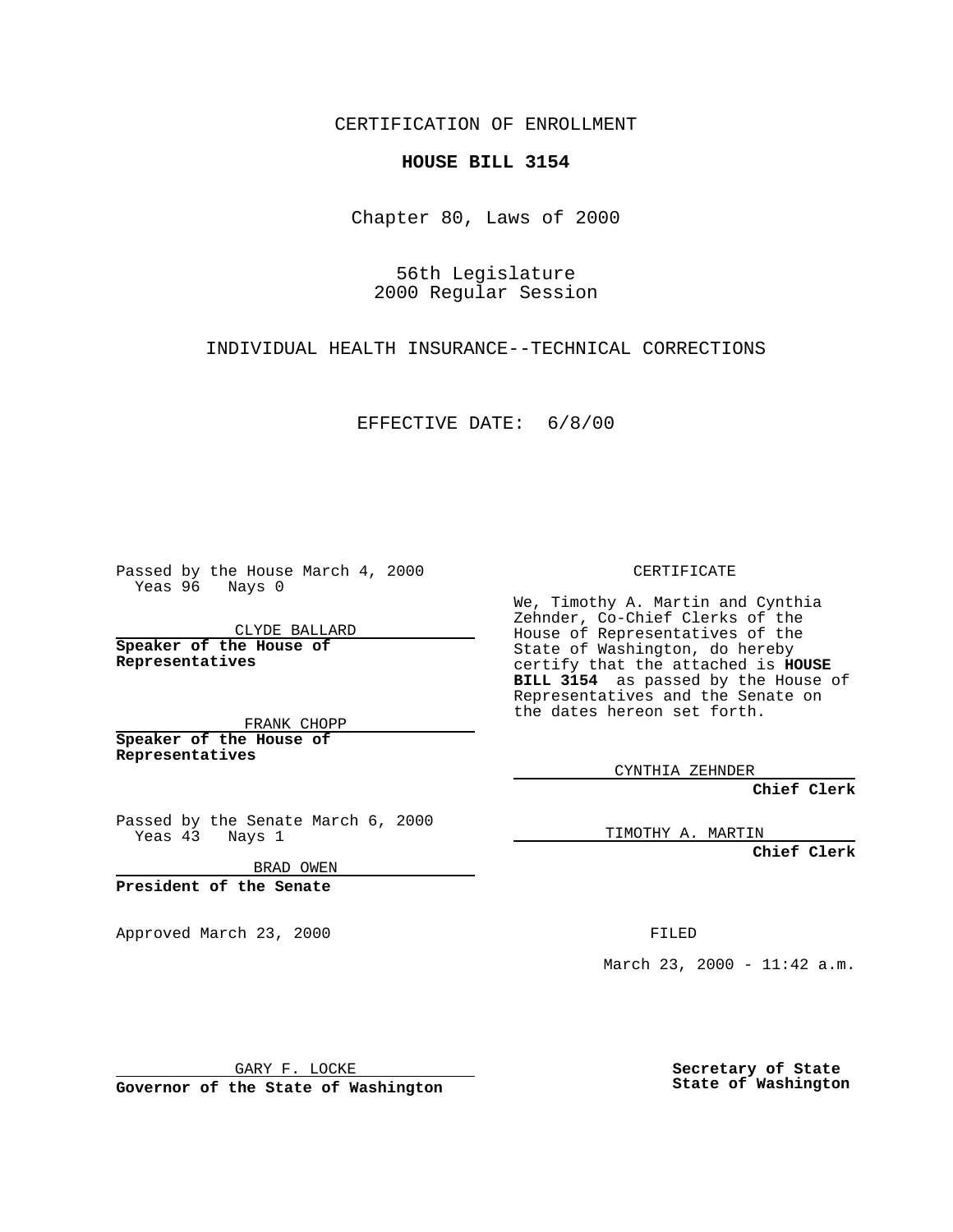CERTIFICATION OF ENROLLMENT

**HOUSE BILL 3154**

Chapter 80, Laws of 2000

56th Legislature
2000 Regular Session

INDIVIDUAL HEALTH INSURANCE--TECHNICAL CORRECTIONS

EFFECTIVE DATE: 6/8/00

Passed by the House March 4, 2000
Yeas 96 Nays 0

CLYDE BALLARD

**Speaker of the House of Representatives**

FRANK CHOPP

**Speaker of the House of Representatives**

Passed by the Senate March 6, 2000
Yeas 43 Nays 1

BRAD OWEN

**President of the Senate**

Approved March 23, 2000

GARY F. LOCKE

**Governor of the State of Washington**

CERTIFICATE

We, Timothy A. Martin and Cynthia Zehnder, Co-Chief Clerks of the House of Representatives of the State of Washington, do hereby certify that the attached is **HOUSE BILL 3154** as passed by the House of Representatives and the Senate on the dates hereon set forth.

CYNTHIA ZEHNDER

**Chief Clerk**

TIMOTHY A. MARTIN

**Chief Clerk**

FILED

March 23, 2000 - 11:42 a.m.

**Secretary of State**
**State of Washington**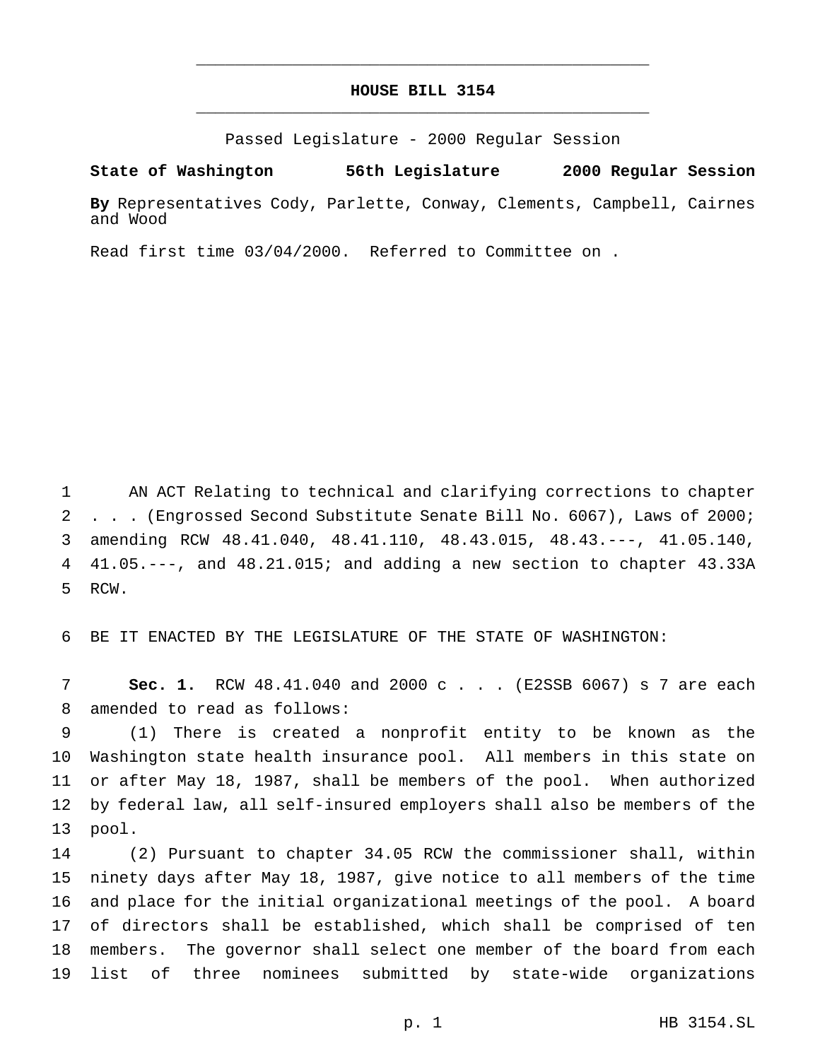# HOUSE BILL 3154

Passed Legislature - 2000 Regular Session

**State of Washington 56th Legislature 2000 Regular Session**

**By** Representatives Cody, Parlette, Conway, Clements, Campbell, Cairnes and Wood

Read first time 03/04/2000. Referred to Committee on .

AN ACT Relating to technical and clarifying corrections to chapter . . . (Engrossed Second Substitute Senate Bill No. 6067), Laws of 2000; amending RCW 48.41.040, 48.41.110, 48.43.015, 48.43.---, 41.05.140, 41.05.---, and 48.21.015; and adding a new section to chapter 43.33A RCW.

BE IT ENACTED BY THE LEGISLATURE OF THE STATE OF WASHINGTON:

**Sec. 1.** RCW 48.41.040 and 2000 c . . . (E2SSB 6067) s 7 are each amended to read as follows:

(1) There is created a nonprofit entity to be known as the Washington state health insurance pool. All members in this state on or after May 18, 1987, shall be members of the pool. When authorized by federal law, all self-insured employers shall also be members of the pool.

(2) Pursuant to chapter 34.05 RCW the commissioner shall, within ninety days after May 18, 1987, give notice to all members of the time and place for the initial organizational meetings of the pool. A board of directors shall be established, which shall be comprised of ten members. The governor shall select one member of the board from each list of three nominees submitted by state-wide organizations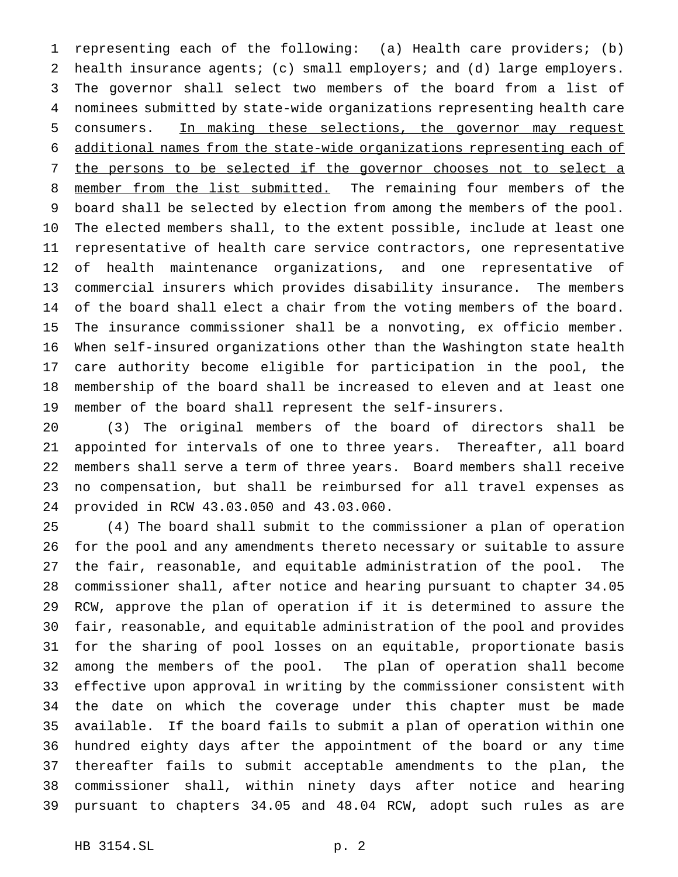representing each of the following: (a) Health care providers; (b) health insurance agents; (c) small employers; and (d) large employers. The governor shall select two members of the board from a list of nominees submitted by state-wide organizations representing health care consumers. <u>In making these selections, the governor may request additional names from the state-wide organizations representing each of the persons to be selected if the governor chooses not to select a member from the list submitted.</u> The remaining four members of the board shall be selected by election from among the members of the pool. The elected members shall, to the extent possible, include at least one representative of health care service contractors, one representative of health maintenance organizations, and one representative of commercial insurers which provides disability insurance. The members of the board shall elect a chair from the voting members of the board. The insurance commissioner shall be a nonvoting, ex officio member. When self-insured organizations other than the Washington state health care authority become eligible for participation in the pool, the membership of the board shall be increased to eleven and at least one member of the board shall represent the self-insurers.

(3) The original members of the board of directors shall be appointed for intervals of one to three years. Thereafter, all board members shall serve a term of three years. Board members shall receive no compensation, but shall be reimbursed for all travel expenses as provided in RCW 43.03.050 and 43.03.060.

(4) The board shall submit to the commissioner a plan of operation for the pool and any amendments thereto necessary or suitable to assure the fair, reasonable, and equitable administration of the pool. The commissioner shall, after notice and hearing pursuant to chapter 34.05 RCW, approve the plan of operation if it is determined to assure the fair, reasonable, and equitable administration of the pool and provides for the sharing of pool losses on an equitable, proportionate basis among the members of the pool. The plan of operation shall become effective upon approval in writing by the commissioner consistent with the date on which the coverage under this chapter must be made available. If the board fails to submit a plan of operation within one hundred eighty days after the appointment of the board or any time thereafter fails to submit acceptable amendments to the plan, the commissioner shall, within ninety days after notice and hearing pursuant to chapters 34.05 and 48.04 RCW, adopt such rules as are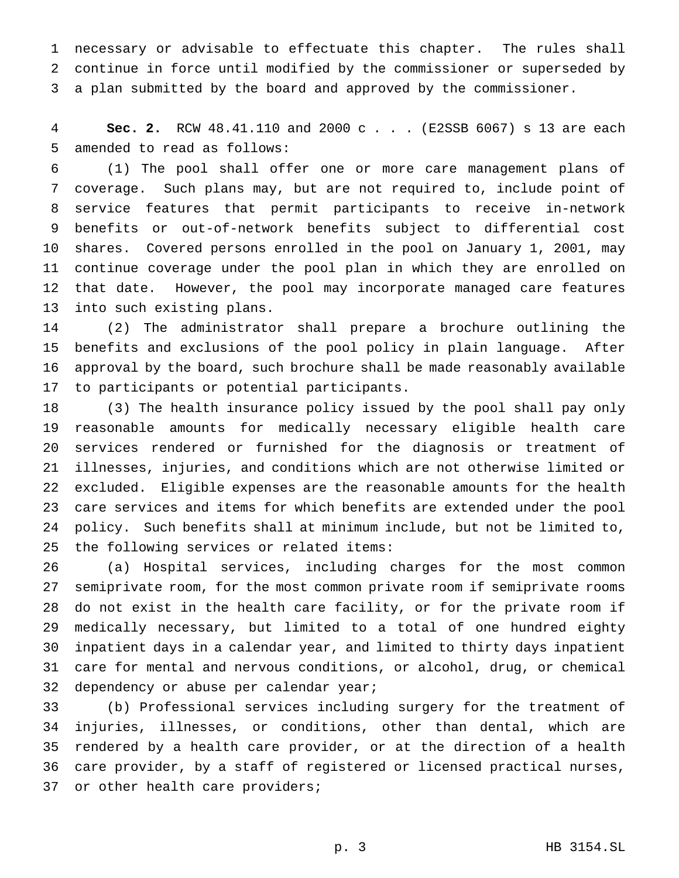necessary or advisable to effectuate this chapter. The rules shall continue in force until modified by the commissioner or superseded by a plan submitted by the board and approved by the commissioner.

**Sec. 2.** RCW 48.41.110 and 2000 c . . . (E2SSB 6067) s 13 are each amended to read as follows:

(1) The pool shall offer one or more care management plans of coverage. Such plans may, but are not required to, include point of service features that permit participants to receive in-network benefits or out-of-network benefits subject to differential cost shares. Covered persons enrolled in the pool on January 1, 2001, may continue coverage under the pool plan in which they are enrolled on that date. However, the pool may incorporate managed care features into such existing plans.

(2) The administrator shall prepare a brochure outlining the benefits and exclusions of the pool policy in plain language. After approval by the board, such brochure shall be made reasonably available to participants or potential participants.

(3) The health insurance policy issued by the pool shall pay only reasonable amounts for medically necessary eligible health care services rendered or furnished for the diagnosis or treatment of illnesses, injuries, and conditions which are not otherwise limited or excluded. Eligible expenses are the reasonable amounts for the health care services and items for which benefits are extended under the pool policy. Such benefits shall at minimum include, but not be limited to, the following services or related items:

(a) Hospital services, including charges for the most common semiprivate room, for the most common private room if semiprivate rooms do not exist in the health care facility, or for the private room if medically necessary, but limited to a total of one hundred eighty inpatient days in a calendar year, and limited to thirty days inpatient care for mental and nervous conditions, or alcohol, drug, or chemical dependency or abuse per calendar year;

(b) Professional services including surgery for the treatment of injuries, illnesses, or conditions, other than dental, which are rendered by a health care provider, or at the direction of a health care provider, by a staff of registered or licensed practical nurses, or other health care providers;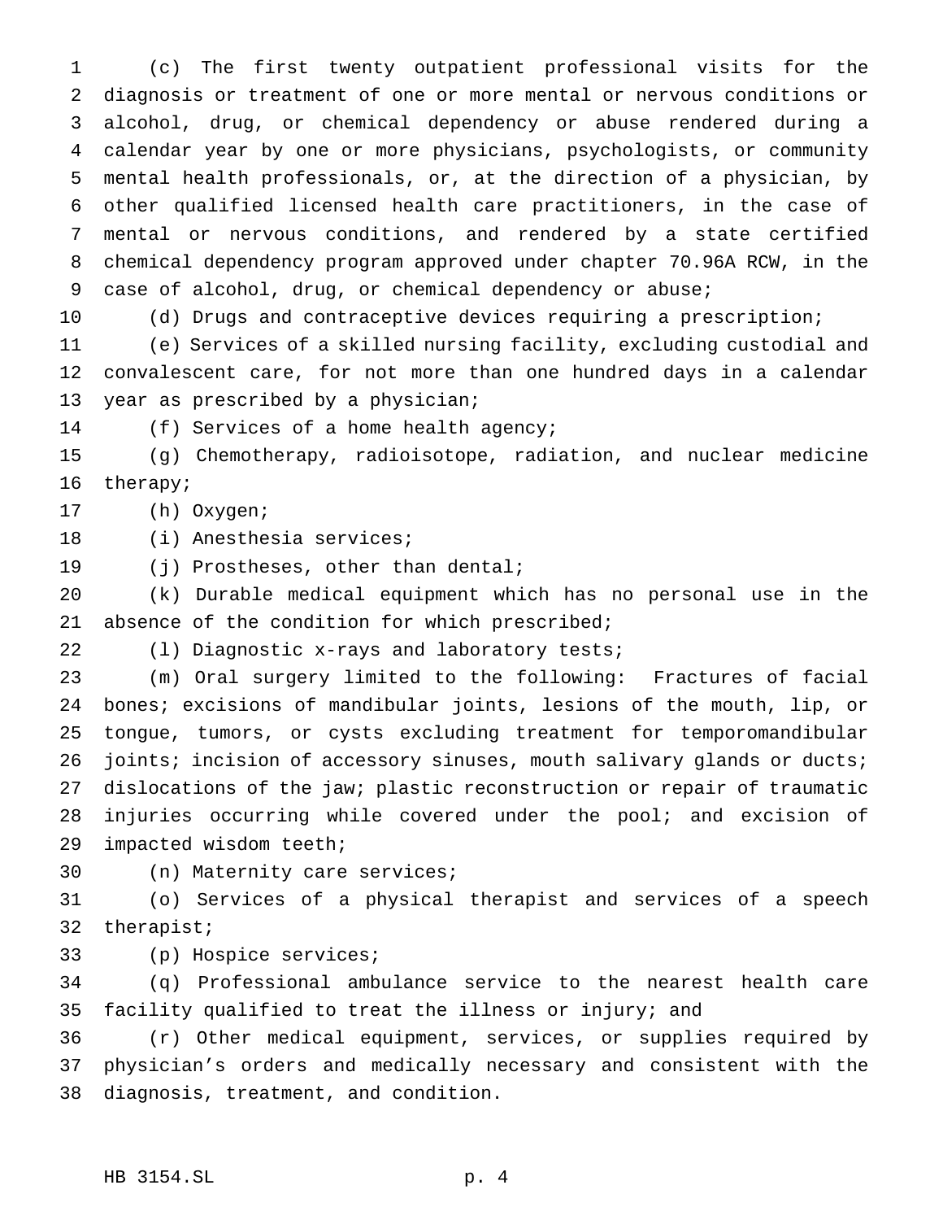(c) The first twenty outpatient professional visits for the diagnosis or treatment of one or more mental or nervous conditions or alcohol, drug, or chemical dependency or abuse rendered during a calendar year by one or more physicians, psychologists, or community mental health professionals, or, at the direction of a physician, by other qualified licensed health care practitioners, in the case of mental or nervous conditions, and rendered by a state certified chemical dependency program approved under chapter 70.96A RCW, in the case of alcohol, drug, or chemical dependency or abuse;

(d) Drugs and contraceptive devices requiring a prescription;

(e) Services of a skilled nursing facility, excluding custodial and convalescent care, for not more than one hundred days in a calendar year as prescribed by a physician;

(f) Services of a home health agency;

(g) Chemotherapy, radioisotope, radiation, and nuclear medicine therapy;

(h) Oxygen;

(i) Anesthesia services;

(j) Prostheses, other than dental;

(k) Durable medical equipment which has no personal use in the absence of the condition for which prescribed;

(l) Diagnostic x-rays and laboratory tests;

(m) Oral surgery limited to the following: Fractures of facial bones; excisions of mandibular joints, lesions of the mouth, lip, or tongue, tumors, or cysts excluding treatment for temporomandibular joints; incision of accessory sinuses, mouth salivary glands or ducts; dislocations of the jaw; plastic reconstruction or repair of traumatic injuries occurring while covered under the pool; and excision of impacted wisdom teeth;

(n) Maternity care services;

(o) Services of a physical therapist and services of a speech therapist;

(p) Hospice services;

(q) Professional ambulance service to the nearest health care facility qualified to treat the illness or injury; and

(r) Other medical equipment, services, or supplies required by physician's orders and medically necessary and consistent with the diagnosis, treatment, and condition.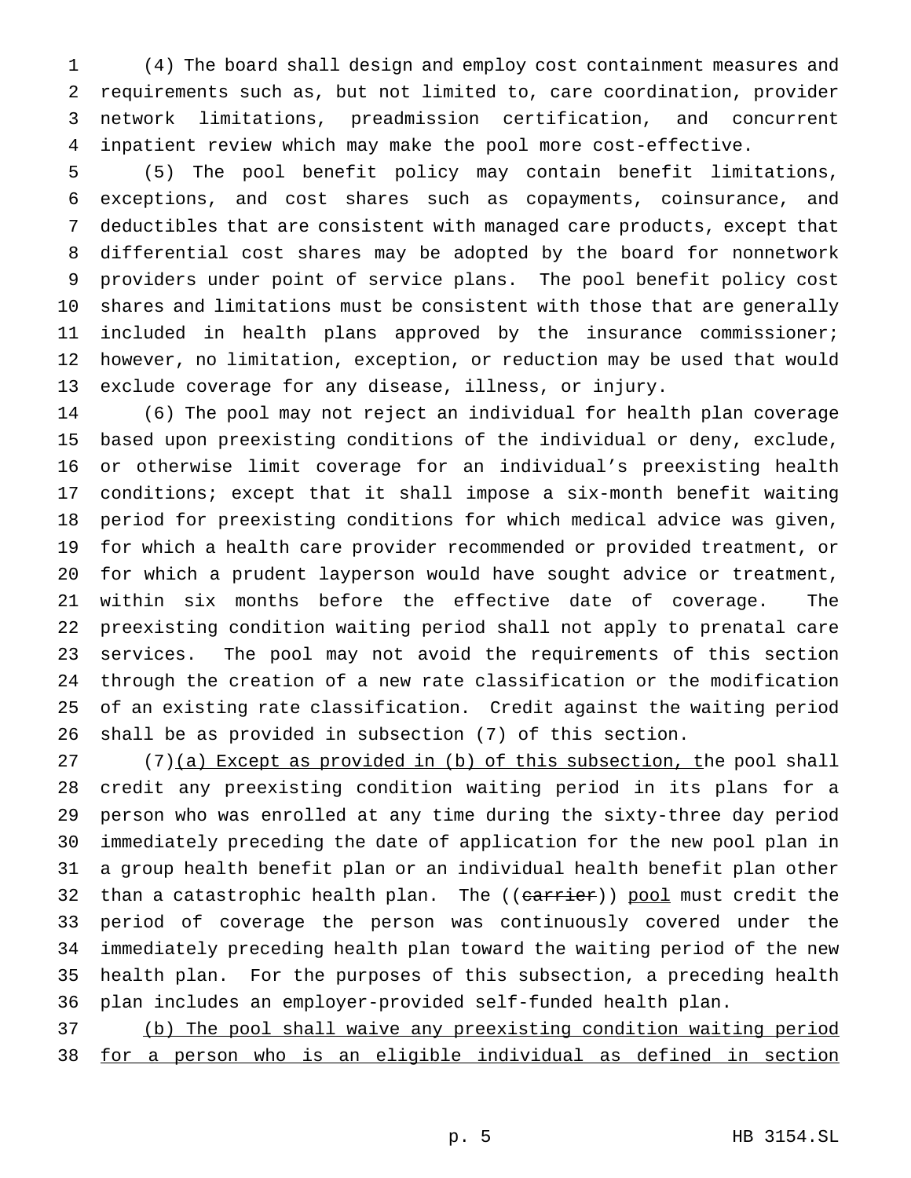(4) The board shall design and employ cost containment measures and requirements such as, but not limited to, care coordination, provider network limitations, preadmission certification, and concurrent inpatient review which may make the pool more cost-effective.

(5) The pool benefit policy may contain benefit limitations, exceptions, and cost shares such as copayments, coinsurance, and deductibles that are consistent with managed care products, except that differential cost shares may be adopted by the board for nonnetwork providers under point of service plans. The pool benefit policy cost shares and limitations must be consistent with those that are generally included in health plans approved by the insurance commissioner; however, no limitation, exception, or reduction may be used that would exclude coverage for any disease, illness, or injury.

(6) The pool may not reject an individual for health plan coverage based upon preexisting conditions of the individual or deny, exclude, or otherwise limit coverage for an individual's preexisting health conditions; except that it shall impose a six-month benefit waiting period for preexisting conditions for which medical advice was given, for which a health care provider recommended or provided treatment, or for which a prudent layperson would have sought advice or treatment, within six months before the effective date of coverage. The preexisting condition waiting period shall not apply to prenatal care services. The pool may not avoid the requirements of this section through the creation of a new rate classification or the modification of an existing rate classification. Credit against the waiting period shall be as provided in subsection (7) of this section.

(7)<u>(a) Except as provided in (b) of this subsection, t</u>he pool shall credit any preexisting condition waiting period in its plans for a person who was enrolled at any time during the sixty-three day period immediately preceding the date of application for the new pool plan in a group health benefit plan or an individual health benefit plan other than a catastrophic health plan. The ((~~carrier~~)) <u>pool</u> must credit the period of coverage the person was continuously covered under the immediately preceding health plan toward the waiting period of the new health plan. For the purposes of this subsection, a preceding health plan includes an employer-provided self-funded health plan.

<u>(b) The pool shall waive any preexisting condition waiting period for a person who is an eligible individual as defined in section</u>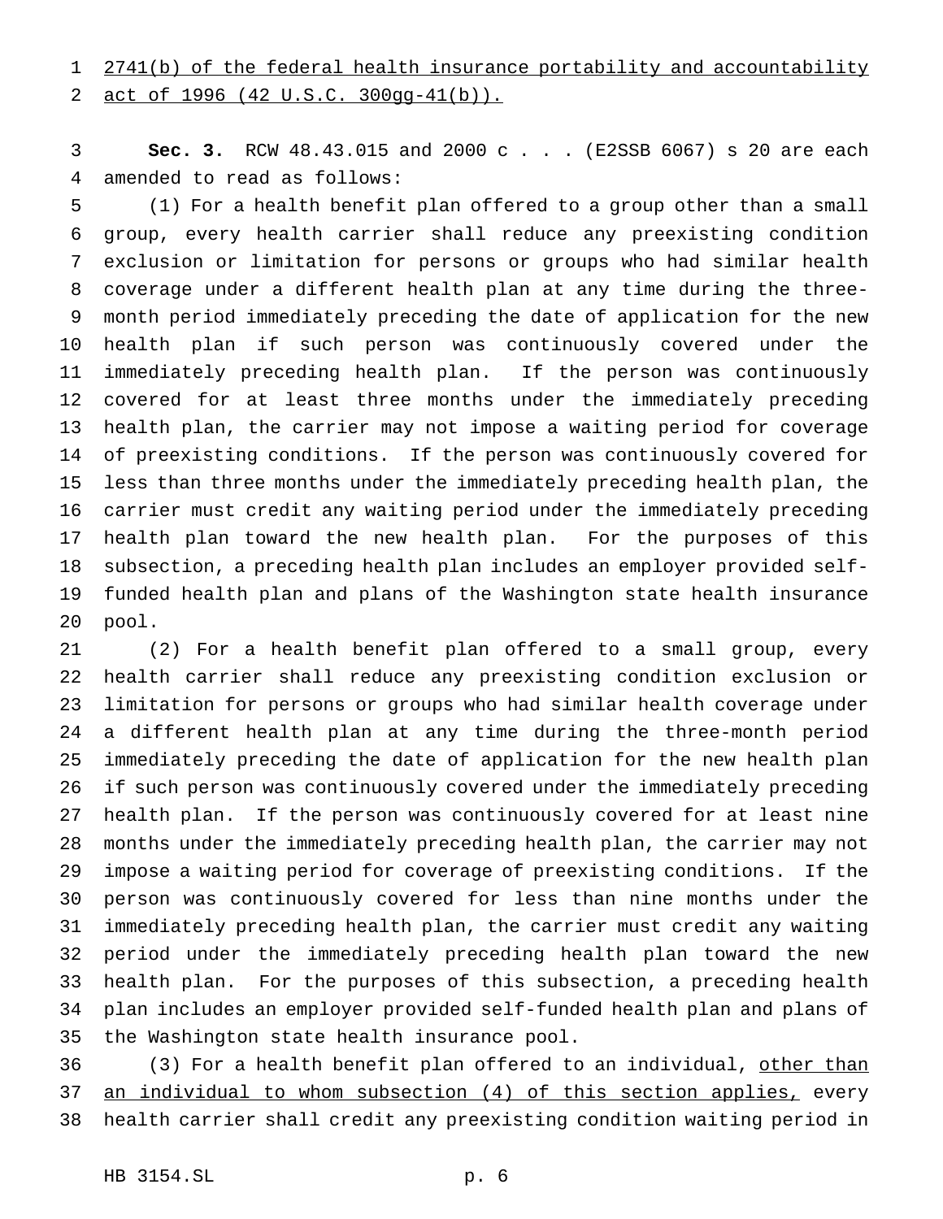2741(b) of the federal health insurance portability and accountability act of 1996 (42 U.S.C. 300gg-41(b)).

**Sec. 3.** RCW 48.43.015 and 2000 c . . . (E2SSB 6067) s 20 are each amended to read as follows:

(1) For a health benefit plan offered to a group other than a small group, every health carrier shall reduce any preexisting condition exclusion or limitation for persons or groups who had similar health coverage under a different health plan at any time during the three-month period immediately preceding the date of application for the new health plan if such person was continuously covered under the immediately preceding health plan. If the person was continuously covered for at least three months under the immediately preceding health plan, the carrier may not impose a waiting period for coverage of preexisting conditions. If the person was continuously covered for less than three months under the immediately preceding health plan, the carrier must credit any waiting period under the immediately preceding health plan toward the new health plan. For the purposes of this subsection, a preceding health plan includes an employer provided self-funded health plan and plans of the Washington state health insurance pool.

(2) For a health benefit plan offered to a small group, every health carrier shall reduce any preexisting condition exclusion or limitation for persons or groups who had similar health coverage under a different health plan at any time during the three-month period immediately preceding the date of application for the new health plan if such person was continuously covered under the immediately preceding health plan. If the person was continuously covered for at least nine months under the immediately preceding health plan, the carrier may not impose a waiting period for coverage of preexisting conditions. If the person was continuously covered for less than nine months under the immediately preceding health plan, the carrier must credit any waiting period under the immediately preceding health plan toward the new health plan. For the purposes of this subsection, a preceding health plan includes an employer provided self-funded health plan and plans of the Washington state health insurance pool.

(3) For a health benefit plan offered to an individual, other than an individual to whom subsection (4) of this section applies, every health carrier shall credit any preexisting condition waiting period in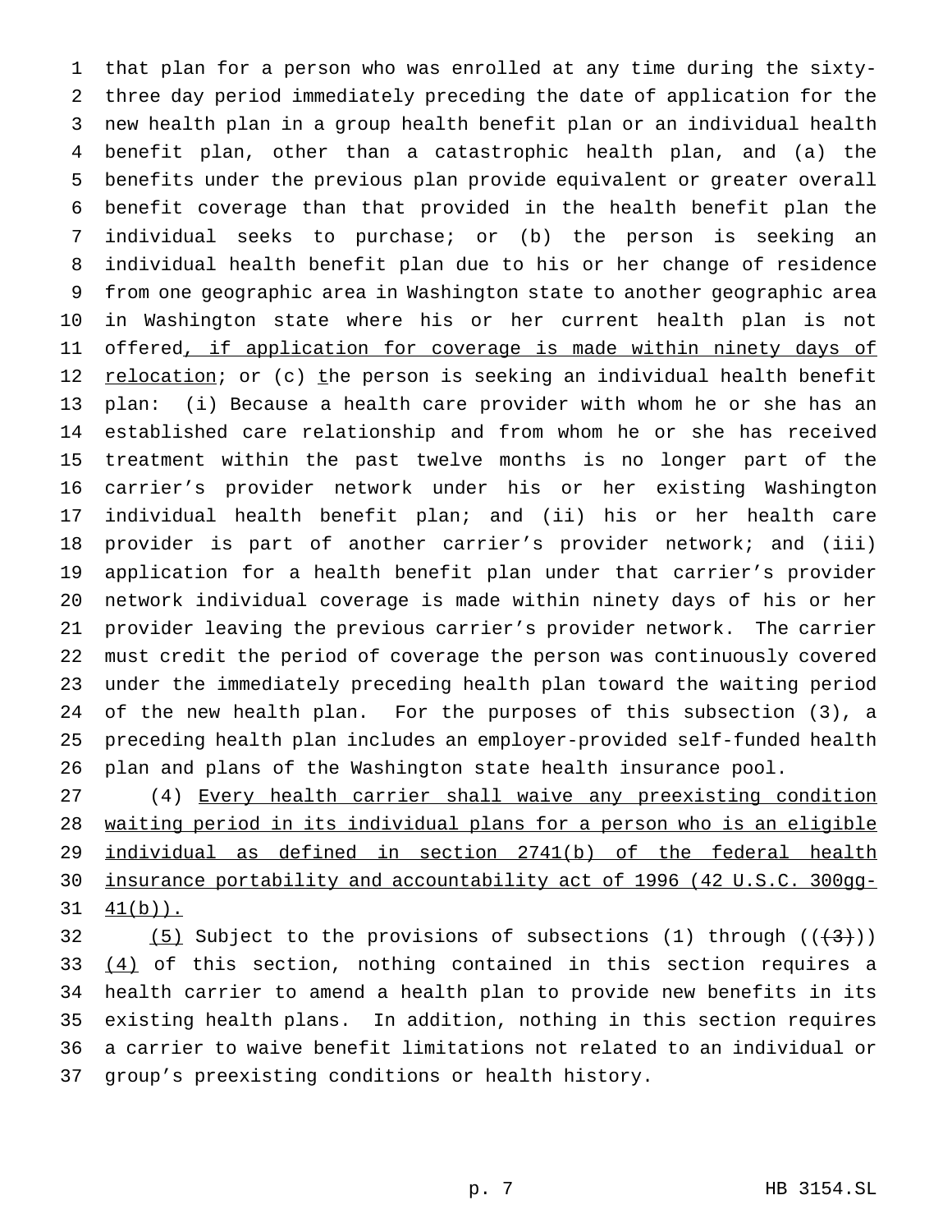that plan for a person who was enrolled at any time during the sixty-three day period immediately preceding the date of application for the new health plan in a group health benefit plan or an individual health benefit plan, other than a catastrophic health plan, and (a) the benefits under the previous plan provide equivalent or greater overall benefit coverage than that provided in the health benefit plan the individual seeks to purchase; or (b) the person is seeking an individual health benefit plan due to his or her change of residence from one geographic area in Washington state to another geographic area in Washington state where his or her current health plan is not offered, if application for coverage is made within ninety days of relocation; or (c) the person is seeking an individual health benefit plan: (i) Because a health care provider with whom he or she has an established care relationship and from whom he or she has received treatment within the past twelve months is no longer part of the carrier's provider network under his or her existing Washington individual health benefit plan; and (ii) his or her health care provider is part of another carrier's provider network; and (iii) application for a health benefit plan under that carrier's provider network individual coverage is made within ninety days of his or her provider leaving the previous carrier's provider network. The carrier must credit the period of coverage the person was continuously covered under the immediately preceding health plan toward the waiting period of the new health plan. For the purposes of this subsection (3), a preceding health plan includes an employer-provided self-funded health plan and plans of the Washington state health insurance pool.

(4) Every health carrier shall waive any preexisting condition waiting period in its individual plans for a person who is an eligible individual as defined in section 2741(b) of the federal health insurance portability and accountability act of 1996 (42 U.S.C. 300gg-41(b)).

(5) Subject to the provisions of subsections (1) through ((~~(3)~~)) (4) of this section, nothing contained in this section requires a health carrier to amend a health plan to provide new benefits in its existing health plans. In addition, nothing in this section requires a carrier to waive benefit limitations not related to an individual or group's preexisting conditions or health history.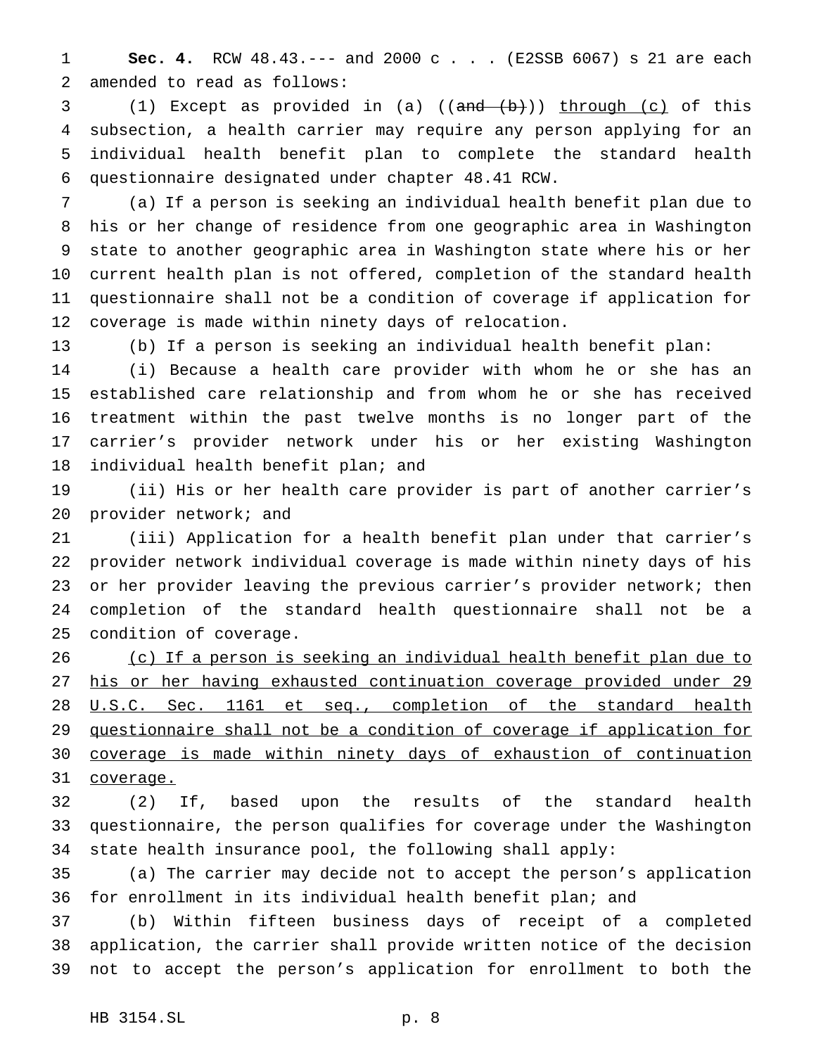**Sec. 4.** RCW 48.43.--- and 2000 c . . . (E2SSB 6067) s 21 are each amended to read as follows:

(1) Except as provided in (a) ((~~and (b)~~)) <u>through (c)</u> of this subsection, a health carrier may require any person applying for an individual health benefit plan to complete the standard health questionnaire designated under chapter 48.41 RCW.

(a) If a person is seeking an individual health benefit plan due to his or her change of residence from one geographic area in Washington state to another geographic area in Washington state where his or her current health plan is not offered, completion of the standard health questionnaire shall not be a condition of coverage if application for coverage is made within ninety days of relocation.

(b) If a person is seeking an individual health benefit plan:

(i) Because a health care provider with whom he or she has an established care relationship and from whom he or she has received treatment within the past twelve months is no longer part of the carrier's provider network under his or her existing Washington individual health benefit plan; and

(ii) His or her health care provider is part of another carrier's provider network; and

(iii) Application for a health benefit plan under that carrier's provider network individual coverage is made within ninety days of his or her provider leaving the previous carrier's provider network; then completion of the standard health questionnaire shall not be a condition of coverage.

<u>(c) If a person is seeking an individual health benefit plan due to his or her having exhausted continuation coverage provided under 29 U.S.C. Sec. 1161 et seq., completion of the standard health questionnaire shall not be a condition of coverage if application for coverage is made within ninety days of exhaustion of continuation coverage.</u>

(2) If, based upon the results of the standard health questionnaire, the person qualifies for coverage under the Washington state health insurance pool, the following shall apply:

(a) The carrier may decide not to accept the person's application for enrollment in its individual health benefit plan; and

(b) Within fifteen business days of receipt of a completed application, the carrier shall provide written notice of the decision not to accept the person's application for enrollment to both the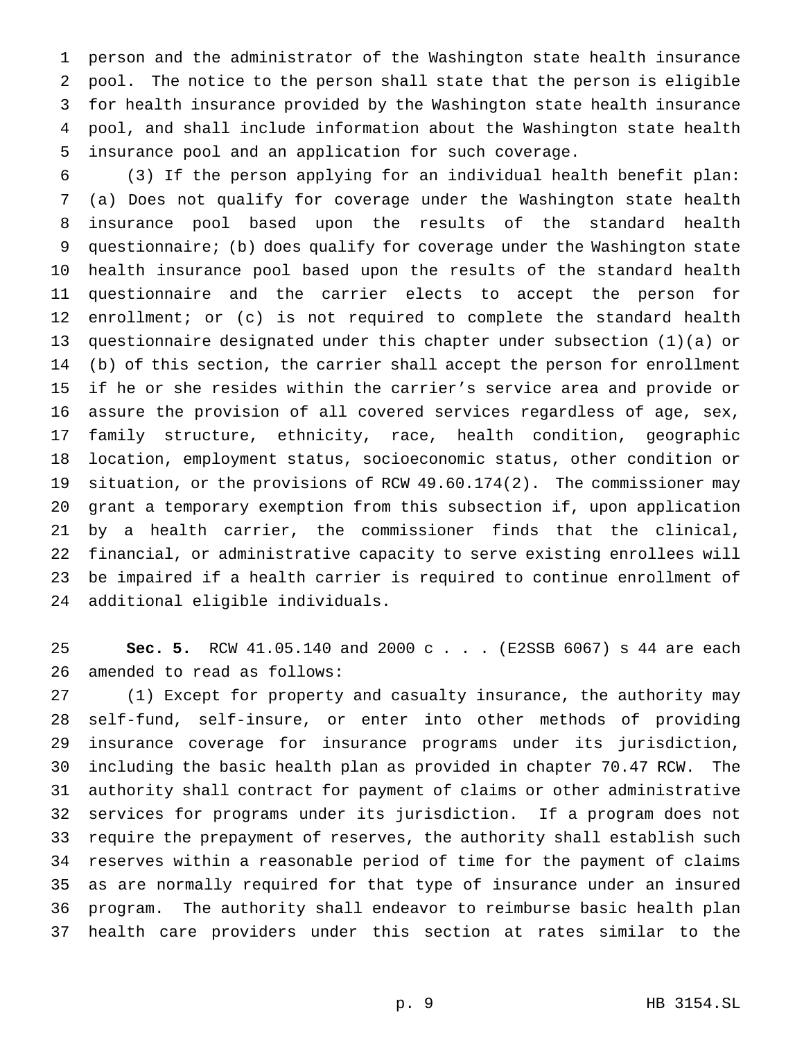person and the administrator of the Washington state health insurance pool. The notice to the person shall state that the person is eligible for health insurance provided by the Washington state health insurance pool, and shall include information about the Washington state health insurance pool and an application for such coverage.

(3) If the person applying for an individual health benefit plan: (a) Does not qualify for coverage under the Washington state health insurance pool based upon the results of the standard health questionnaire; (b) does qualify for coverage under the Washington state health insurance pool based upon the results of the standard health questionnaire and the carrier elects to accept the person for enrollment; or (c) is not required to complete the standard health questionnaire designated under this chapter under subsection (1)(a) or (b) of this section, the carrier shall accept the person for enrollment if he or she resides within the carrier's service area and provide or assure the provision of all covered services regardless of age, sex, family structure, ethnicity, race, health condition, geographic location, employment status, socioeconomic status, other condition or situation, or the provisions of RCW 49.60.174(2). The commissioner may grant a temporary exemption from this subsection if, upon application by a health carrier, the commissioner finds that the clinical, financial, or administrative capacity to serve existing enrollees will be impaired if a health carrier is required to continue enrollment of additional eligible individuals.

**Sec. 5.** RCW 41.05.140 and 2000 c . . . (E2SSB 6067) s 44 are each amended to read as follows:

(1) Except for property and casualty insurance, the authority may self-fund, self-insure, or enter into other methods of providing insurance coverage for insurance programs under its jurisdiction, including the basic health plan as provided in chapter 70.47 RCW. The authority shall contract for payment of claims or other administrative services for programs under its jurisdiction. If a program does not require the prepayment of reserves, the authority shall establish such reserves within a reasonable period of time for the payment of claims as are normally required for that type of insurance under an insured program. The authority shall endeavor to reimburse basic health plan health care providers under this section at rates similar to the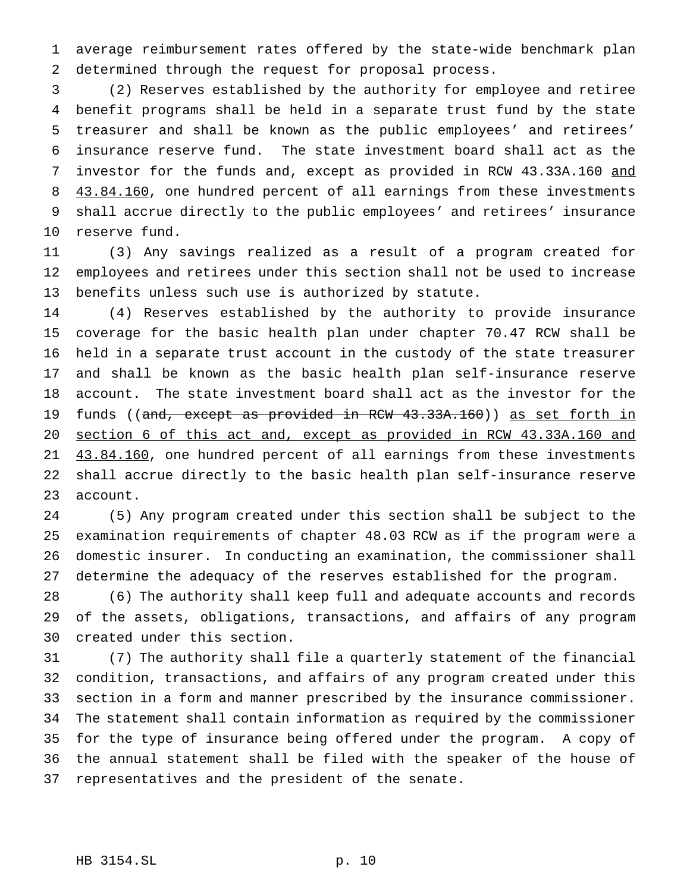average reimbursement rates offered by the state-wide benchmark plan determined through the request for proposal process.

(2) Reserves established by the authority for employee and retiree benefit programs shall be held in a separate trust fund by the state treasurer and shall be known as the public employees' and retirees' insurance reserve fund. The state investment board shall act as the investor for the funds and, except as provided in RCW 43.33A.160 <u>and 43.84.160</u>, one hundred percent of all earnings from these investments shall accrue directly to the public employees' and retirees' insurance reserve fund.

(3) Any savings realized as a result of a program created for employees and retirees under this section shall not be used to increase benefits unless such use is authorized by statute.

(4) Reserves established by the authority to provide insurance coverage for the basic health plan under chapter 70.47 RCW shall be held in a separate trust account in the custody of the state treasurer and shall be known as the basic health plan self-insurance reserve account. The state investment board shall act as the investor for the funds ((~~and, except as provided in RCW 43.33A.160~~)) <u>as set forth in section 6 of this act and, except as provided in RCW 43.33A.160 and 43.84.160</u>, one hundred percent of all earnings from these investments shall accrue directly to the basic health plan self-insurance reserve account.

(5) Any program created under this section shall be subject to the examination requirements of chapter 48.03 RCW as if the program were a domestic insurer. In conducting an examination, the commissioner shall determine the adequacy of the reserves established for the program.

(6) The authority shall keep full and adequate accounts and records of the assets, obligations, transactions, and affairs of any program created under this section.

(7) The authority shall file a quarterly statement of the financial condition, transactions, and affairs of any program created under this section in a form and manner prescribed by the insurance commissioner. The statement shall contain information as required by the commissioner for the type of insurance being offered under the program. A copy of the annual statement shall be filed with the speaker of the house of representatives and the president of the senate.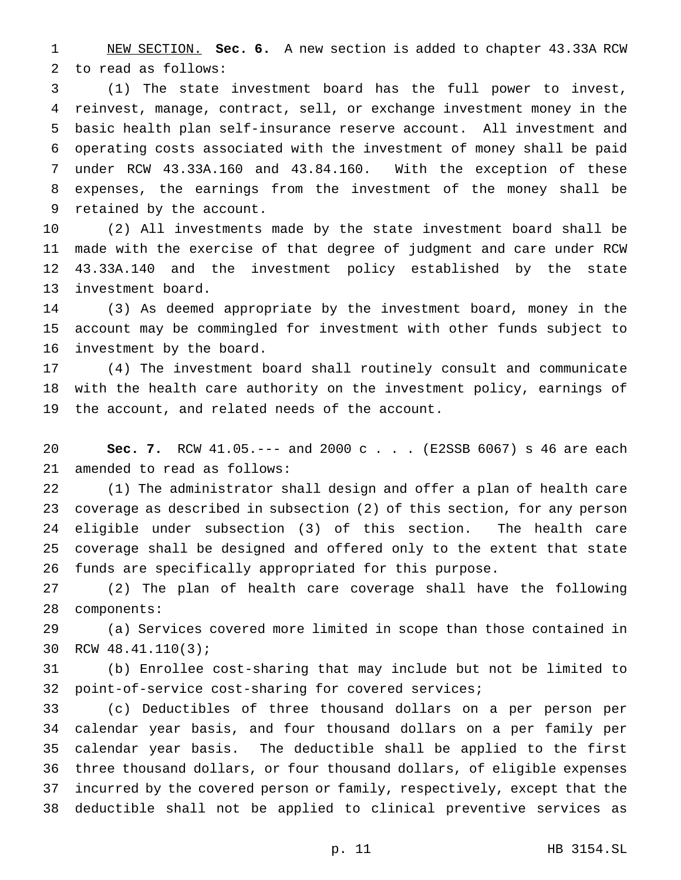NEW SECTION. **Sec. 6.** A new section is added to chapter 43.33A RCW to read as follows:

(1) The state investment board has the full power to invest, reinvest, manage, contract, sell, or exchange investment money in the basic health plan self-insurance reserve account. All investment and operating costs associated with the investment of money shall be paid under RCW 43.33A.160 and 43.84.160. With the exception of these expenses, the earnings from the investment of the money shall be retained by the account.

(2) All investments made by the state investment board shall be made with the exercise of that degree of judgment and care under RCW 43.33A.140 and the investment policy established by the state investment board.

(3) As deemed appropriate by the investment board, money in the account may be commingled for investment with other funds subject to investment by the board.

(4) The investment board shall routinely consult and communicate with the health care authority on the investment policy, earnings of the account, and related needs of the account.

**Sec. 7.** RCW 41.05.--- and 2000 c . . . (E2SSB 6067) s 46 are each amended to read as follows:

(1) The administrator shall design and offer a plan of health care coverage as described in subsection (2) of this section, for any person eligible under subsection (3) of this section. The health care coverage shall be designed and offered only to the extent that state funds are specifically appropriated for this purpose.

(2) The plan of health care coverage shall have the following components:

(a) Services covered more limited in scope than those contained in RCW 48.41.110(3);

(b) Enrollee cost-sharing that may include but not be limited to point-of-service cost-sharing for covered services;

(c) Deductibles of three thousand dollars on a per person per calendar year basis, and four thousand dollars on a per family per calendar year basis. The deductible shall be applied to the first three thousand dollars, or four thousand dollars, of eligible expenses incurred by the covered person or family, respectively, except that the deductible shall not be applied to clinical preventive services as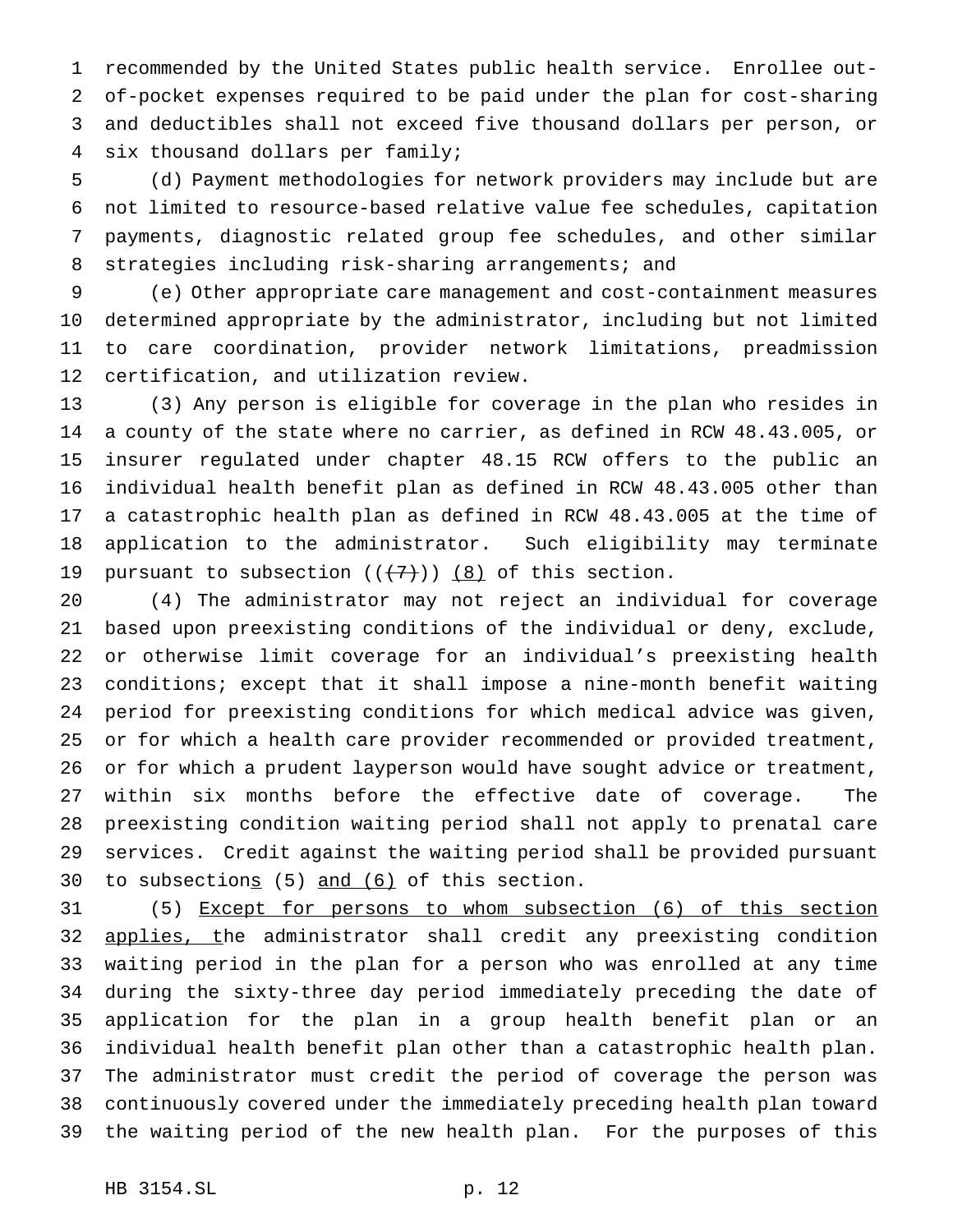recommended by the United States public health service. Enrollee out-of-pocket expenses required to be paid under the plan for cost-sharing and deductibles shall not exceed five thousand dollars per person, or six thousand dollars per family;

(d) Payment methodologies for network providers may include but are not limited to resource-based relative value fee schedules, capitation payments, diagnostic related group fee schedules, and other similar strategies including risk-sharing arrangements; and

(e) Other appropriate care management and cost-containment measures determined appropriate by the administrator, including but not limited to care coordination, provider network limitations, preadmission certification, and utilization review.

(3) Any person is eligible for coverage in the plan who resides in a county of the state where no carrier, as defined in RCW 48.43.005, or insurer regulated under chapter 48.15 RCW offers to the public an individual health benefit plan as defined in RCW 48.43.005 other than a catastrophic health plan as defined in RCW 48.43.005 at the time of application to the administrator. Such eligibility may terminate pursuant to subsection ((~~(7)~~)) <u>(8)</u> of this section.

(4) The administrator may not reject an individual for coverage based upon preexisting conditions of the individual or deny, exclude, or otherwise limit coverage for an individual's preexisting health conditions; except that it shall impose a nine-month benefit waiting period for preexisting conditions for which medical advice was given, or for which a health care provider recommended or provided treatment, or for which a prudent layperson would have sought advice or treatment, within six months before the effective date of coverage. The preexisting condition waiting period shall not apply to prenatal care services. Credit against the waiting period shall be provided pursuant to subsection<u>s</u> (5) <u>and (6)</u> of this section.

(5) <u>Except for persons to whom subsection (6) of this section applies, t</u>he administrator shall credit any preexisting condition waiting period in the plan for a person who was enrolled at any time during the sixty-three day period immediately preceding the date of application for the plan in a group health benefit plan or an individual health benefit plan other than a catastrophic health plan. The administrator must credit the period of coverage the person was continuously covered under the immediately preceding health plan toward the waiting period of the new health plan. For the purposes of this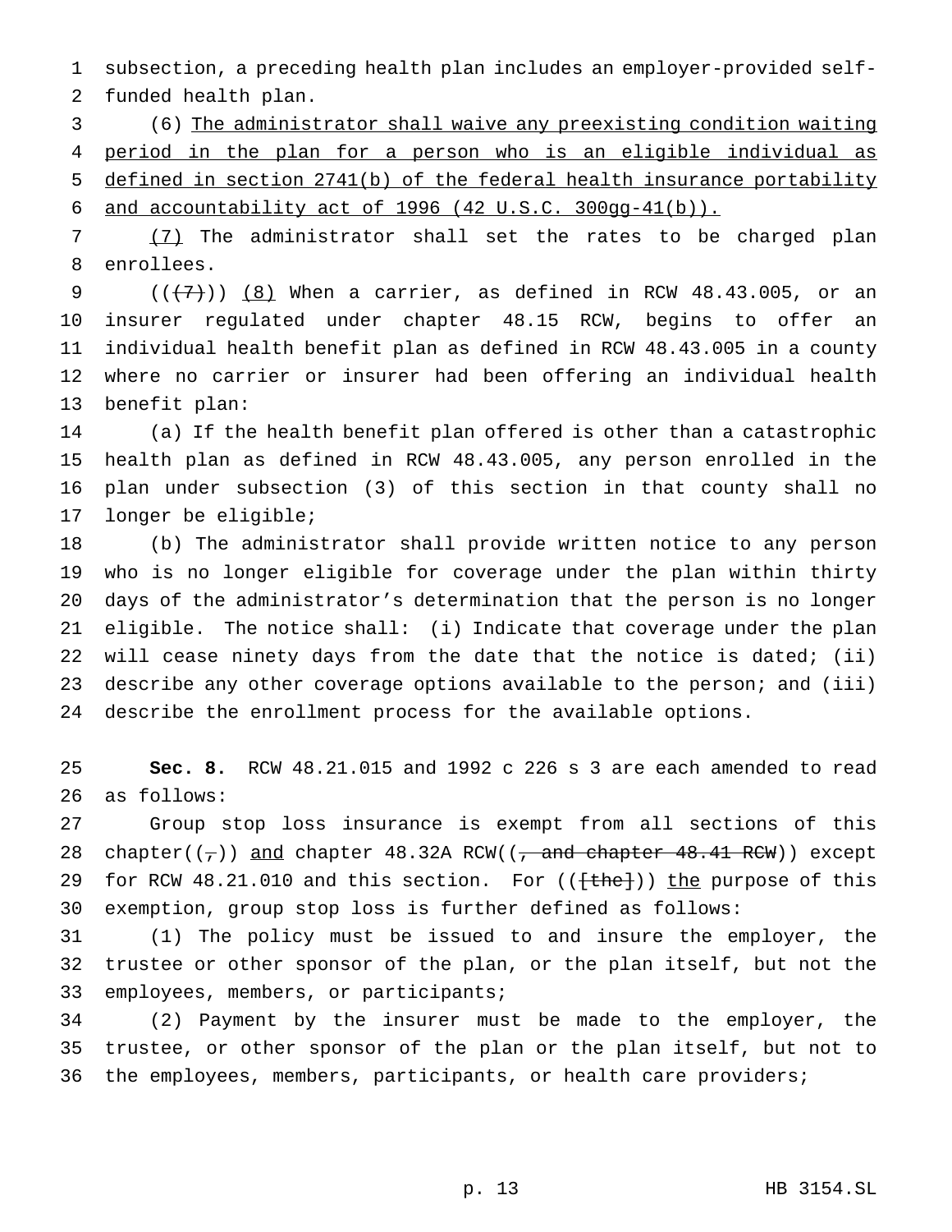subsection, a preceding health plan includes an employer-provided self-funded health plan.

(6) <u>The administrator shall waive any preexisting condition waiting period in the plan for a person who is an eligible individual as defined in section 2741(b) of the federal health insurance portability and accountability act of 1996 (42 U.S.C. 300gg-41(b)).</u>

<u>(7)</u> The administrator shall set the rates to be charged plan enrollees.

((~~(7)~~)) <u>(8)</u> When a carrier, as defined in RCW 48.43.005, or an insurer regulated under chapter 48.15 RCW, begins to offer an individual health benefit plan as defined in RCW 48.43.005 in a county where no carrier or insurer had been offering an individual health benefit plan:

(a) If the health benefit plan offered is other than a catastrophic health plan as defined in RCW 48.43.005, any person enrolled in the plan under subsection (3) of this section in that county shall no longer be eligible;

(b) The administrator shall provide written notice to any person who is no longer eligible for coverage under the plan within thirty days of the administrator's determination that the person is no longer eligible. The notice shall: (i) Indicate that coverage under the plan will cease ninety days from the date that the notice is dated; (ii) describe any other coverage options available to the person; and (iii) describe the enrollment process for the available options.

**Sec. 8.** RCW 48.21.015 and 1992 c 226 s 3 are each amended to read as follows:

Group stop loss insurance is exempt from all sections of this chapter((~~,~~)) <u>and</u> chapter 48.32A RCW((~~, and chapter 48.41 RCW~~)) except for RCW 48.21.010 and this section. For ((~~[the]~~)) <u>the</u> purpose of this exemption, group stop loss is further defined as follows:

(1) The policy must be issued to and insure the employer, the trustee or other sponsor of the plan, or the plan itself, but not the employees, members, or participants;

(2) Payment by the insurer must be made to the employer, the trustee, or other sponsor of the plan or the plan itself, but not to the employees, members, participants, or health care providers;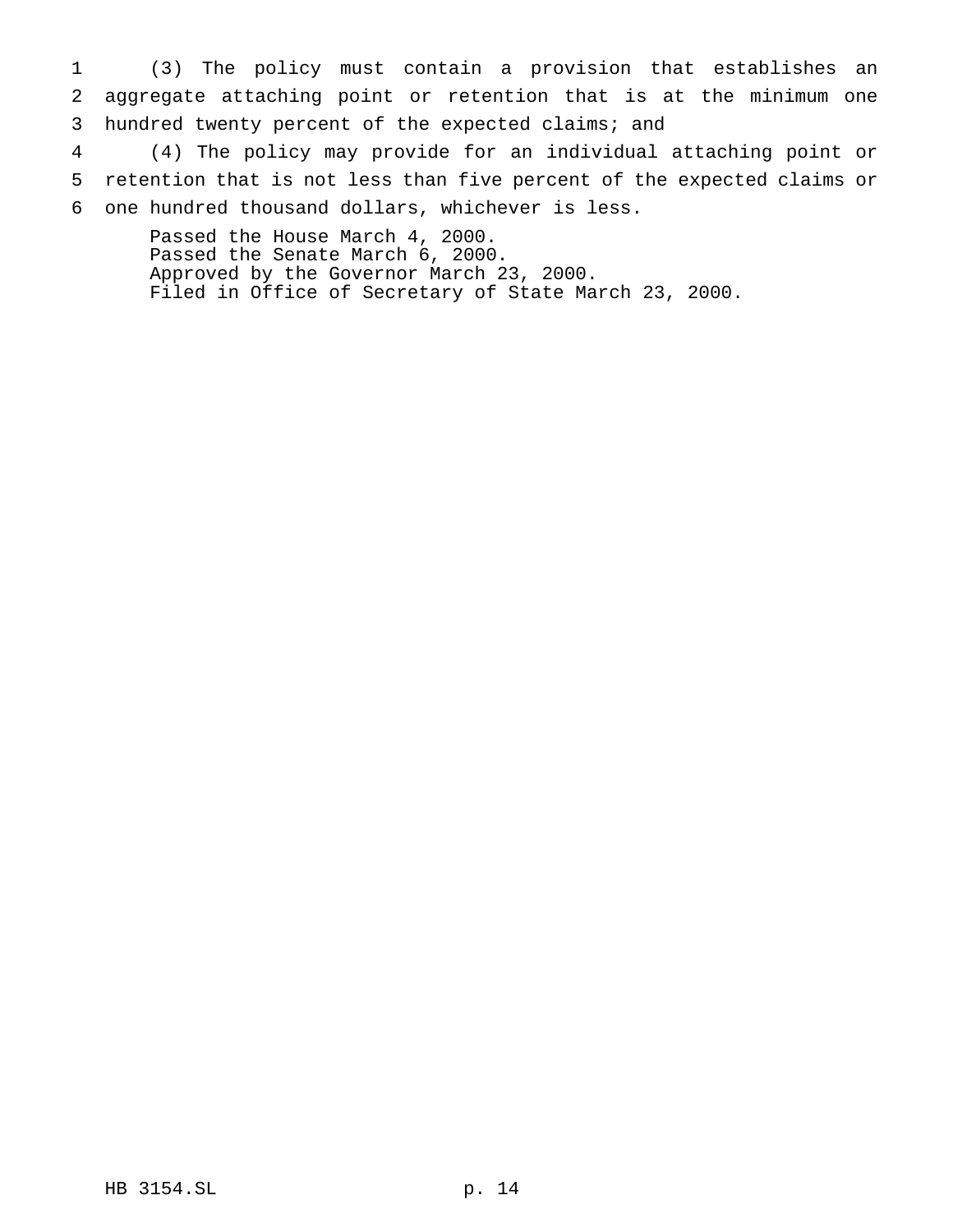(3) The policy must contain a provision that establishes an aggregate attaching point or retention that is at the minimum one hundred twenty percent of the expected claims; and

(4) The policy may provide for an individual attaching point or retention that is not less than five percent of the expected claims or one hundred thousand dollars, whichever is less.

Passed the House March 4, 2000.
Passed the Senate March 6, 2000.
Approved by the Governor March 23, 2000.
Filed in Office of Secretary of State March 23, 2000.